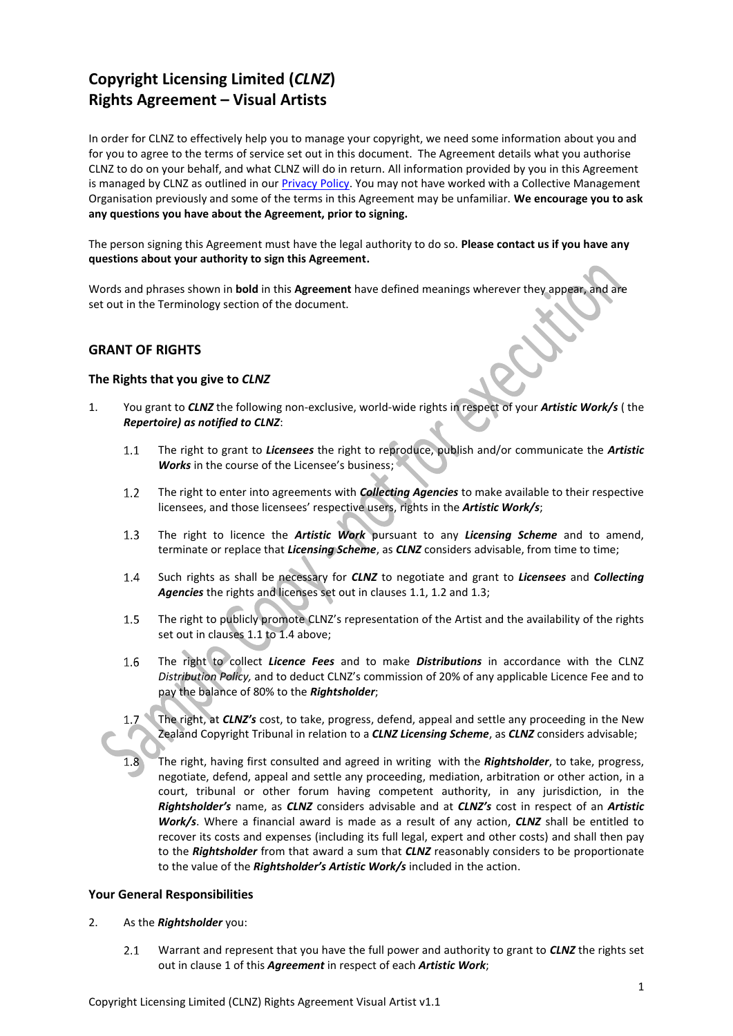# Copyright Licensing Limited (*CLNZ*)
# Rights Agreement – Visual Artists

In order for CLNZ to effectively help you to manage your copyright, we need some information about you and for you to agree to the terms of service set out in this document. The Agreement details what you authorise CLNZ to do on your behalf, and what CLNZ will do in return. All information provided by you in this Agreement is managed by CLNZ as outlined in our Privacy Policy. You may not have worked with a Collective Management Organisation previously and some of the terms in this Agreement may be unfamiliar. **We encourage you to ask any questions you have about the Agreement, prior to signing.**

The person signing this Agreement must have the legal authority to do so. **Please contact us if you have any questions about your authority to sign this Agreement.**

Words and phrases shown in **bold** in this **Agreement** have defined meanings wherever they appear, and are set out in the Terminology section of the document.

## GRANT OF RIGHTS

### The Rights that you give to *CLNZ*

1. You grant to ***CLNZ*** the following non-exclusive, world-wide rights in respect of your ***Artistic Work/s*** ( the ***Repertoire) as notified to CLNZ***:

   1.1 The right to grant to ***Licensees*** the right to reproduce, publish and/or communicate the ***Artistic Works*** in the course of the Licensee's business;

   1.2 The right to enter into agreements with ***Collecting Agencies*** to make available to their respective licensees, and those licensees' respective users, rights in the ***Artistic Work/s***;

   1.3 The right to licence the ***Artistic Work*** pursuant to any ***Licensing Scheme*** and to amend, terminate or replace that ***Licensing Scheme***, as ***CLNZ*** considers advisable, from time to time;

   1.4 Such rights as shall be necessary for ***CLNZ*** to negotiate and grant to ***Licensees*** and ***Collecting Agencies*** the rights and licenses set out in clauses 1.1, 1.2 and 1.3;

   1.5 The right to publicly promote CLNZ's representation of the Artist and the availability of the rights set out in clauses 1.1 to 1.4 above;

   1.6 The right to collect ***Licence Fees*** and to make ***Distributions*** in accordance with the CLNZ *Distribution Policy,* and to deduct CLNZ's commission of 20% of any applicable Licence Fee and to pay the balance of 80% to the ***Rightsholder***;

   1.7 The right, at ***CLNZ's*** cost, to take, progress, defend, appeal and settle any proceeding in the New Zealand Copyright Tribunal in relation to a ***CLNZ Licensing Scheme***, as ***CLNZ*** considers advisable;

   1.8 The right, having first consulted and agreed in writing with the ***Rightsholder***, to take, progress, negotiate, defend, appeal and settle any proceeding, mediation, arbitration or other action, in a court, tribunal or other forum having competent authority, in any jurisdiction, in the ***Rightsholder's*** name, as ***CLNZ*** considers advisable and at ***CLNZ's*** cost in respect of an ***Artistic Work/s***. Where a financial award is made as a result of any action, ***CLNZ*** shall be entitled to recover its costs and expenses (including its full legal, expert and other costs) and shall then pay to the ***Rightsholder*** from that award a sum that ***CLNZ*** reasonably considers to be proportionate to the value of the ***Rightsholder's Artistic Work/s*** included in the action.

### Your General Responsibilities

2. As the ***Rightsholder*** you:

   2.1 Warrant and represent that you have the full power and authority to grant to ***CLNZ*** the rights set out in clause 1 of this ***Agreement*** in respect of each ***Artistic Work***;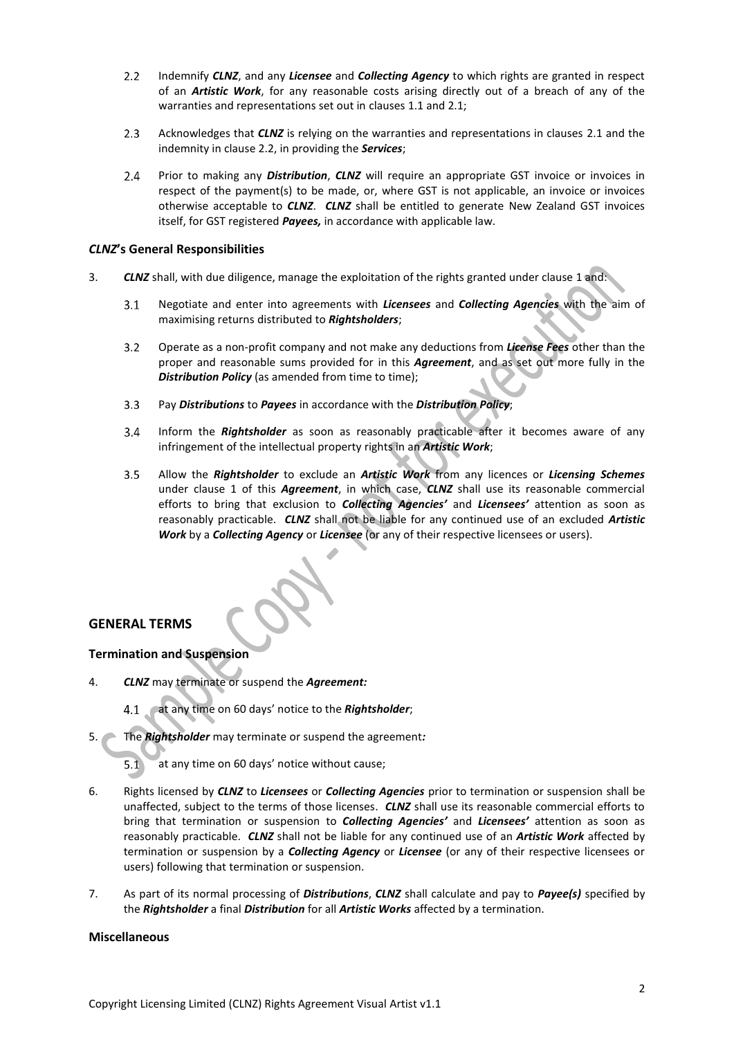2.2 Indemnify ***CLNZ***, and any ***Licensee*** and ***Collecting Agency*** to which rights are granted in respect of an ***Artistic Work***, for any reasonable costs arising directly out of a breach of any of the warranties and representations set out in clauses 1.1 and 2.1;

2.3 Acknowledges that ***CLNZ*** is relying on the warranties and representations in clauses 2.1 and the indemnity in clause 2.2, in providing the ***Services***;

2.4 Prior to making any ***Distribution***, ***CLNZ*** will require an appropriate GST invoice or invoices in respect of the payment(s) to be made, or, where GST is not applicable, an invoice or invoices otherwise acceptable to ***CLNZ***. ***CLNZ*** shall be entitled to generate New Zealand GST invoices itself, for GST registered ***Payees,*** in accordance with applicable law.

### ***CLNZ*'s General Responsibilities**

3. ***CLNZ*** shall, with due diligence, manage the exploitation of the rights granted under clause 1 and:

   3.1 Negotiate and enter into agreements with ***Licensees*** and ***Collecting Agencies*** with the aim of maximising returns distributed to ***Rightsholders***;

   3.2 Operate as a non-profit company and not make any deductions from ***License Fees*** other than the proper and reasonable sums provided for in this ***Agreement***, and as set out more fully in the ***Distribution Policy*** (as amended from time to time);

   3.3 Pay ***Distributions*** to ***Payees*** in accordance with the ***Distribution Policy***;

   3.4 Inform the ***Rightsholder*** as soon as reasonably practicable after it becomes aware of any infringement of the intellectual property rights in an ***Artistic Work***;

   3.5 Allow the ***Rightsholder*** to exclude an ***Artistic Work*** from any licences or ***Licensing Schemes*** under clause 1 of this ***Agreement***, in which case, ***CLNZ*** shall use its reasonable commercial efforts to bring that exclusion to ***Collecting Agencies'*** and ***Licensees'*** attention as soon as reasonably practicable. ***CLNZ*** shall not be liable for any continued use of an excluded ***Artistic Work*** by a ***Collecting Agency*** or ***Licensee*** (or any of their respective licensees or users).

## GENERAL TERMS

### Termination and Suspension

4. ***CLNZ*** may terminate or suspend the ***Agreement:***

   4.1 at any time on 60 days' notice to the ***Rightsholder***;

5. The ***Rightsholder*** may terminate or suspend the agreement***:***

   5.1 at any time on 60 days' notice without cause;

6. Rights licensed by ***CLNZ*** to ***Licensees*** or ***Collecting Agencies*** prior to termination or suspension shall be unaffected, subject to the terms of those licenses. ***CLNZ*** shall use its reasonable commercial efforts to bring that termination or suspension to ***Collecting Agencies'*** and ***Licensees'*** attention as soon as reasonably practicable. ***CLNZ*** shall not be liable for any continued use of an ***Artistic Work*** affected by termination or suspension by a ***Collecting Agency*** or ***Licensee*** (or any of their respective licensees or users) following that termination or suspension.

7. As part of its normal processing of ***Distributions***, ***CLNZ*** shall calculate and pay to ***Payee(s)*** specified by the ***Rightsholder*** a final ***Distribution*** for all ***Artistic Works*** affected by a termination.

### Miscellaneous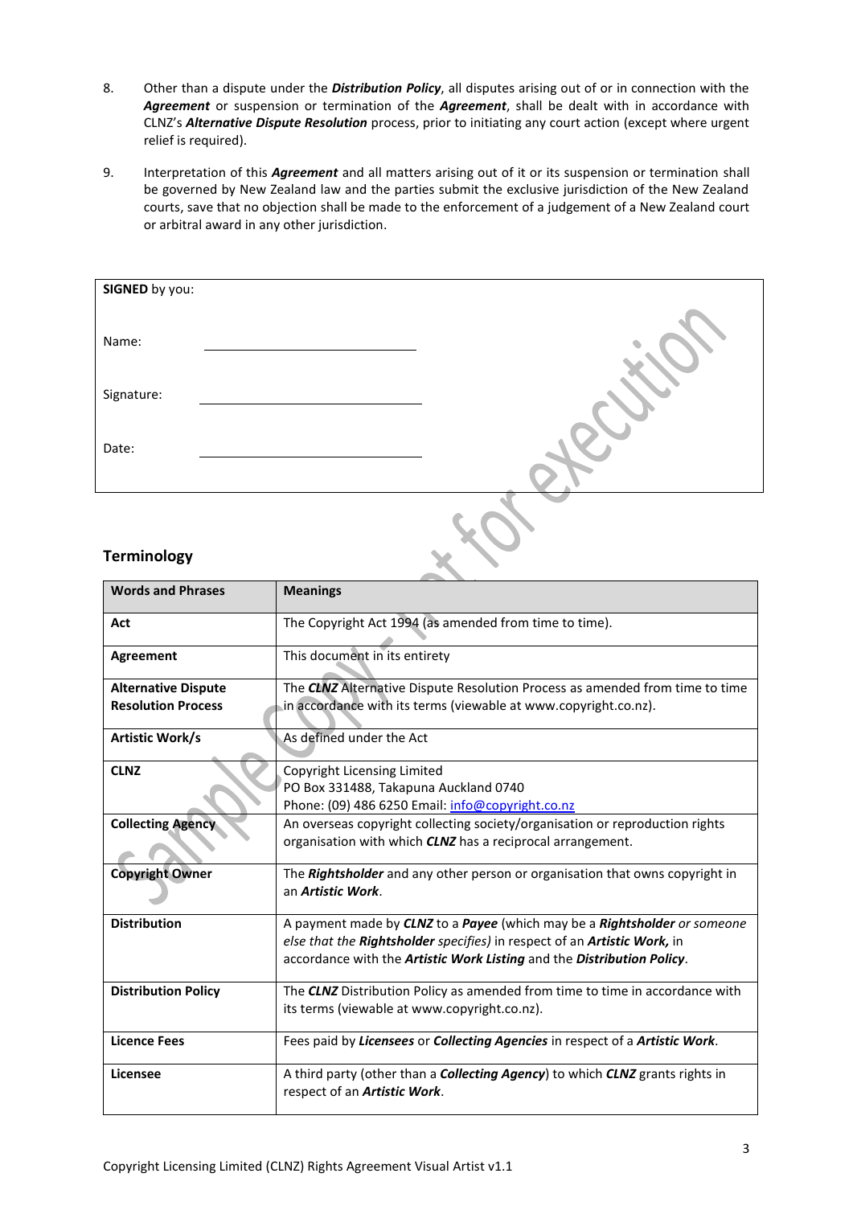8. Other than a dispute under the ***Distribution Policy***, all disputes arising out of or in connection with the ***Agreement*** or suspension or termination of the ***Agreement***, shall be dealt with in accordance with CLNZ's ***Alternative Dispute Resolution*** process, prior to initiating any court action (except where urgent relief is required).

9. Interpretation of this ***Agreement*** and all matters arising out of it or its suspension or termination shall be governed by New Zealand law and the parties submit the exclusive jurisdiction of the New Zealand courts, save that no objection shall be made to the enforcement of a judgement of a New Zealand court or arbitral award in any other jurisdiction.

**SIGNED** by you:

Name: ______________________

Signature: ______________________

Date: ______________________

Sample copy - not for execution

## Terminology

| Words and Phrases | Meanings |
|---|---|
| **Act** | The Copyright Act 1994 (as amended from time to time). |
| **Agreement** | This document in its entirety |
| **Alternative Dispute Resolution Process** | The ***CLNZ*** Alternative Dispute Resolution Process as amended from time to time in accordance with its terms (viewable at www.copyright.co.nz). |
| **Artistic Work/s** | As defined under the Act |
| **CLNZ** | Copyright Licensing Limited<br>PO Box 331488, Takapuna Auckland 0740<br>Phone: (09) 486 6250 Email: info@copyright.co.nz |
| **Collecting Agency** | An overseas copyright collecting society/organisation or reproduction rights organisation with which ***CLNZ*** has a reciprocal arrangement. |
| **Copyright Owner** | The ***Rightsholder*** and any other person or organisation that owns copyright in an ***Artistic Work***. |
| **Distribution** | A payment made by ***CLNZ*** to a ***Payee*** (which may be a ***Rightsholder*** *or someone else that the* ***Rightsholder*** *specifies)* in respect of an ***Artistic Work,*** in accordance with the ***Artistic Work Listing*** and the ***Distribution Policy***. |
| **Distribution Policy** | The ***CLNZ*** Distribution Policy as amended from time to time in accordance with its terms (viewable at www.copyright.co.nz). |
| **Licence Fees** | Fees paid by ***Licensees*** or ***Collecting Agencies*** in respect of a ***Artistic Work***. |
| **Licensee** | A third party (other than a ***Collecting Agency***) to which ***CLNZ*** grants rights in respect of an ***Artistic Work***. |

Copyright Licensing Limited (CLNZ) Rights Agreement Visual Artist v1.1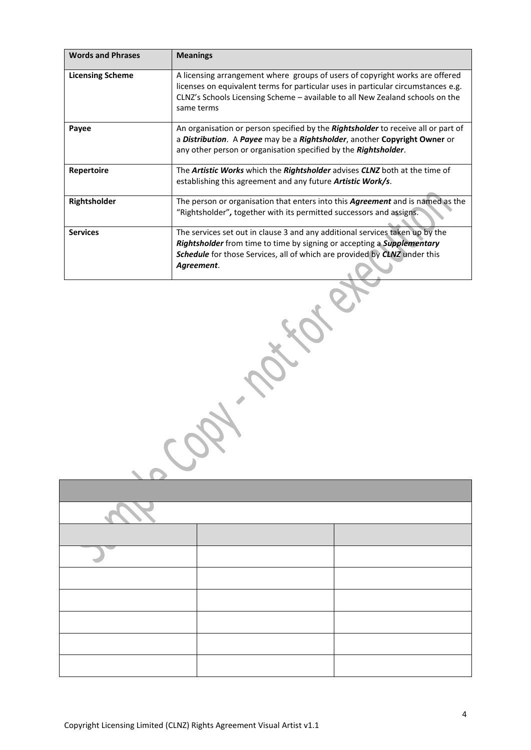| Words and Phrases | Meanings |
|---|---|
| **Licensing Scheme** | A licensing arrangement where groups of users of copyright works are offered licenses on equivalent terms for particular uses in particular circumstances e.g. CLNZ's Schools Licensing Scheme – available to all New Zealand schools on the same terms |
| **Payee** | An organisation or person specified by the ***Rightsholder*** to receive all or part of a ***Distribution***. A ***Payee*** may be a ***Rightsholder***, another **Copyright Owner** or any other person or organisation specified by the ***Rightsholder***. |
| **Repertoire** | The ***Artistic Works*** which the ***Rightsholder*** advises ***CLNZ*** both at the time of establishing this agreement and any future ***Artistic Work/s***. |
| **Rightsholder** | The person or organisation that enters into this ***Agreement*** and is named as the "Rightsholder"**,** together with its permitted successors and assigns. |
| **Services** | The services set out in clause 3 and any additional services taken up by the ***Rightsholder*** from time to time by signing or accepting a ***Supplementary Schedule*** for those Services, all of which are provided by ***CLNZ*** under this ***Agreement***. |

Sample copy - not for execution

| | | |
|---|---|---|
| | | |
| | | |
| | | |
| | | |
| | | |
| | | |
| | | |
| | | |

Copyright Licensing Limited (CLNZ) Rights Agreement Visual Artist v1.1